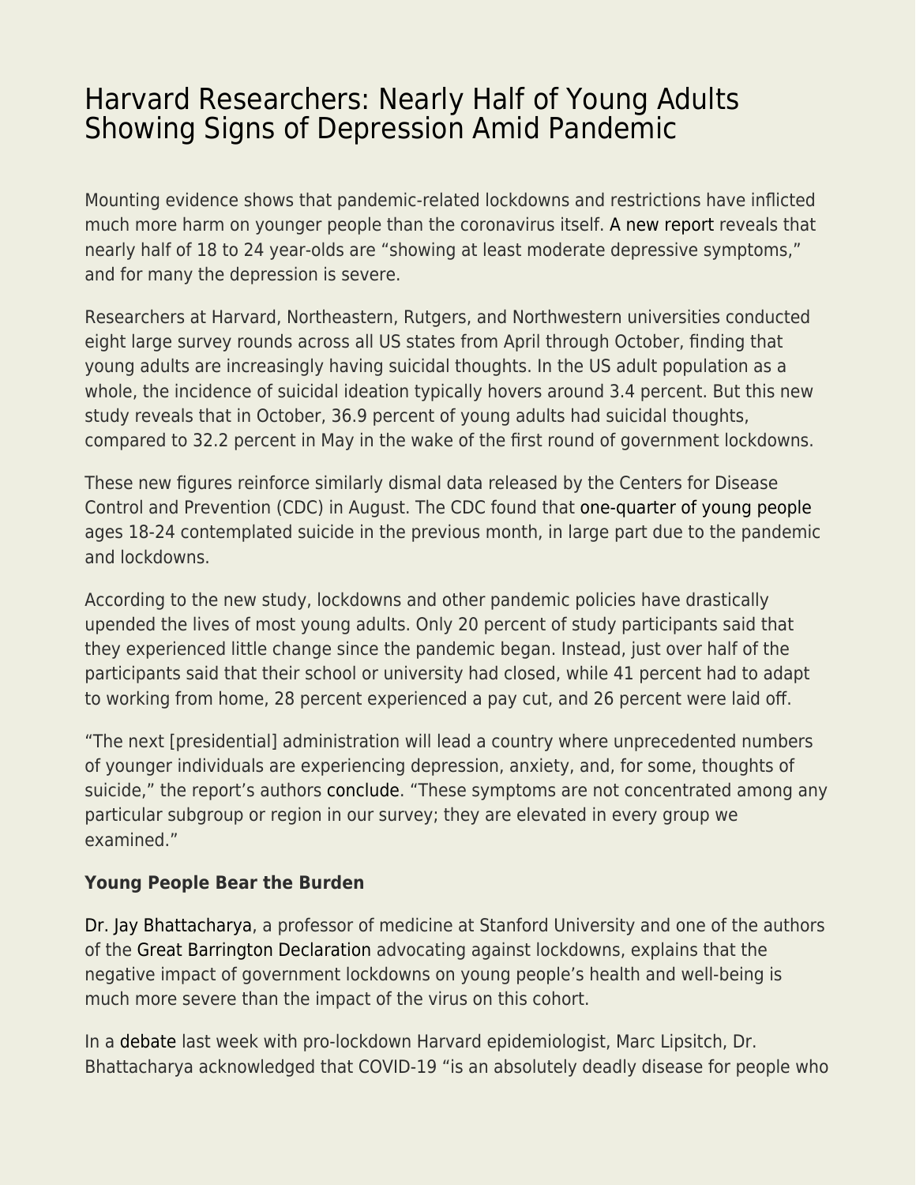# Harvard Researchers: Nearly Half of Young Adults Showing Signs of Depression Amid Pandemic

Mounting evidence shows that pandemic-related lockdowns and restrictions have inflicted much more harm on younger people than the coronavirus itself. A new report reveals that nearly half of 18 to 24 year-olds are "showing at least moderate depressive symptoms," and for many the depression is severe.

Researchers at Harvard, Northeastern, Rutgers, and Northwestern universities conducted eight large survey rounds across all US states from April through October, finding that young adults are increasingly having suicidal thoughts. In the US adult population as a whole, the incidence of suicidal ideation typically hovers around 3.4 percent. But this new study reveals that in October, 36.9 percent of young adults had suicidal thoughts, compared to 32.2 percent in May in the wake of the first round of government lockdowns.

These new figures reinforce similarly dismal data released by the Centers for Disease Control and Prevention (CDC) in August. The CDC found that one-quarter of young people ages 18-24 contemplated suicide in the previous month, in large part due to the pandemic and lockdowns.

According to the new study, lockdowns and other pandemic policies have drastically upended the lives of most young adults. Only 20 percent of study participants said that they experienced little change since the pandemic began. Instead, just over half of the participants said that their school or university had closed, while 41 percent had to adapt to working from home, 28 percent experienced a pay cut, and 26 percent were laid off.

"The next [presidential] administration will lead a country where unprecedented numbers of younger individuals are experiencing depression, anxiety, and, for some, thoughts of suicide," the report's authors conclude. "These symptoms are not concentrated among any particular subgroup or region in our survey; they are elevated in every group we examined."

**Young People Bear the Burden**

Dr. Jay Bhattacharya, a professor of medicine at Stanford University and one of the authors of the Great Barrington Declaration advocating against lockdowns, explains that the negative impact of government lockdowns on young people's health and well-being is much more severe than the impact of the virus on this cohort.

In a debate last week with pro-lockdown Harvard epidemiologist, Marc Lipsitch, Dr. Bhattacharya acknowledged that COVID-19 "is an absolutely deadly disease for people who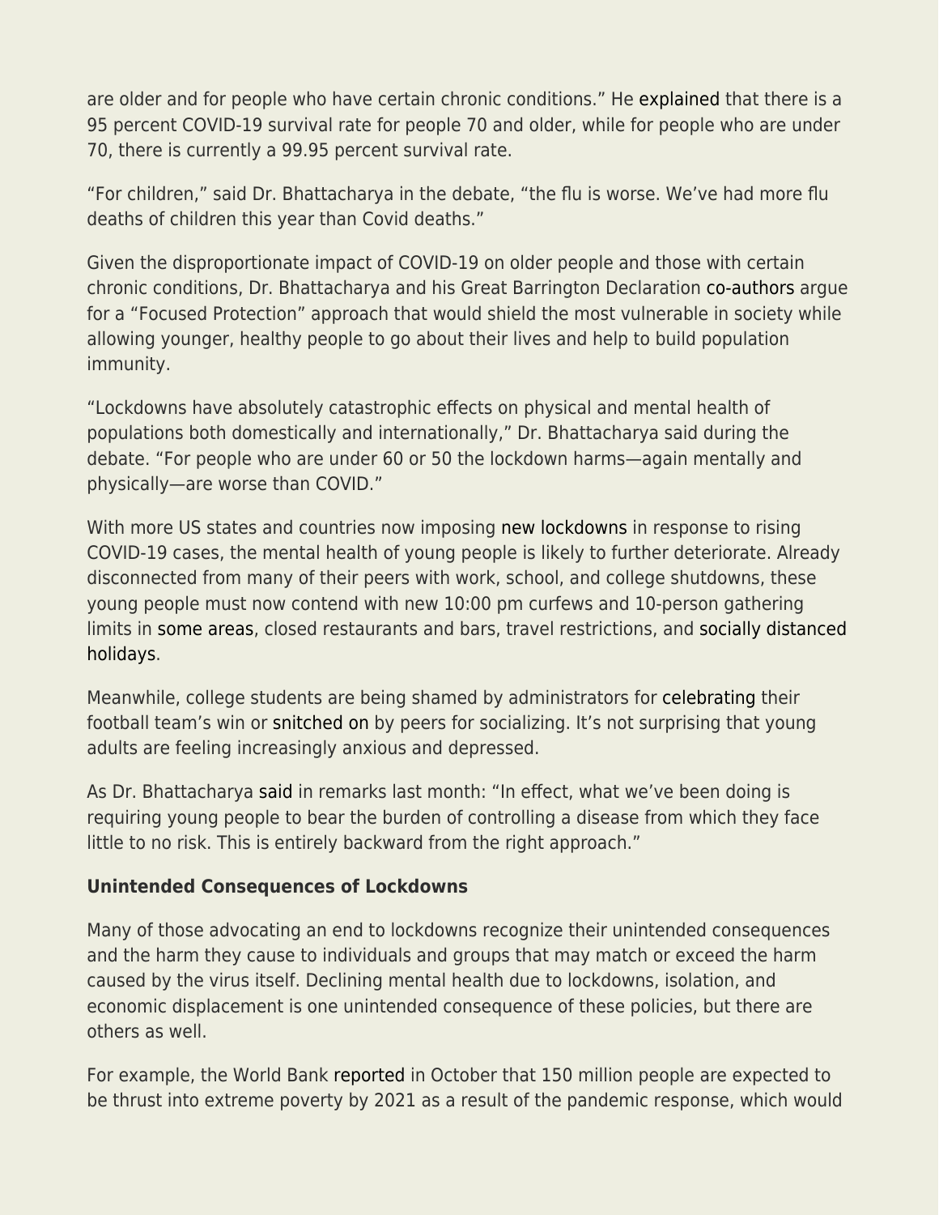are older and for people who have certain chronic conditions." He explained that there is a 95 percent COVID-19 survival rate for people 70 and older, while for people who are under 70, there is currently a 99.95 percent survival rate.

"For children," said Dr. Bhattacharya in the debate, "the flu is worse. We've had more flu deaths of children this year than Covid deaths."

Given the disproportionate impact of COVID-19 on older people and those with certain chronic conditions, Dr. Bhattacharya and his Great Barrington Declaration co-authors argue for a "Focused Protection" approach that would shield the most vulnerable in society while allowing younger, healthy people to go about their lives and help to build population immunity.

"Lockdowns have absolutely catastrophic effects on physical and mental health of populations both domestically and internationally," Dr. Bhattacharya said during the debate. "For people who are under 60 or 50 the lockdown harms—again mentally and physically—are worse than COVID."

With more US states and countries now imposing new lockdowns in response to rising COVID-19 cases, the mental health of young people is likely to further deteriorate. Already disconnected from many of their peers with work, school, and college shutdowns, these young people must now contend with new 10:00 pm curfews and 10-person gathering limits in some areas, closed restaurants and bars, travel restrictions, and socially distanced holidays.

Meanwhile, college students are being shamed by administrators for celebrating their football team's win or snitched on by peers for socializing. It's not surprising that young adults are feeling increasingly anxious and depressed.

As Dr. Bhattacharya said in remarks last month: "In effect, what we've been doing is requiring young people to bear the burden of controlling a disease from which they face little to no risk. This is entirely backward from the right approach."

**Unintended Consequences of Lockdowns**

Many of those advocating an end to lockdowns recognize their unintended consequences and the harm they cause to individuals and groups that may match or exceed the harm caused by the virus itself. Declining mental health due to lockdowns, isolation, and economic displacement is one unintended consequence of these policies, but there are others as well.

For example, the World Bank reported in October that 150 million people are expected to be thrust into extreme poverty by 2021 as a result of the pandemic response, which would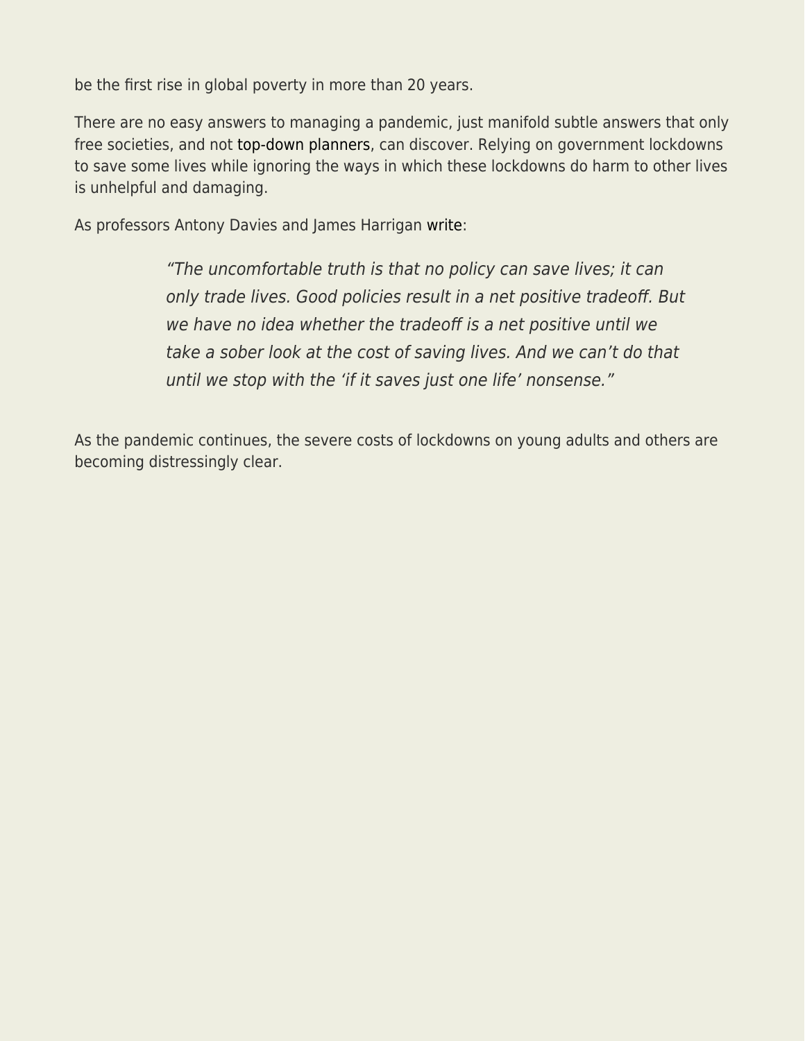be the first rise in global poverty in more than 20 years.

There are no easy answers to managing a pandemic, just manifold subtle answers that only free societies, and not top-down planners, can discover. Relying on government lockdowns to save some lives while ignoring the ways in which these lockdowns do harm to other lives is unhelpful and damaging.

As professors Antony Davies and James Harrigan write:

> *"The uncomfortable truth is that no policy can save lives; it can only trade lives. Good policies result in a net positive tradeoff. But we have no idea whether the tradeoff is a net positive until we take a sober look at the cost of saving lives. And we can't do that until we stop with the 'if it saves just one life' nonsense."*

As the pandemic continues, the severe costs of lockdowns on young adults and others are becoming distressingly clear.